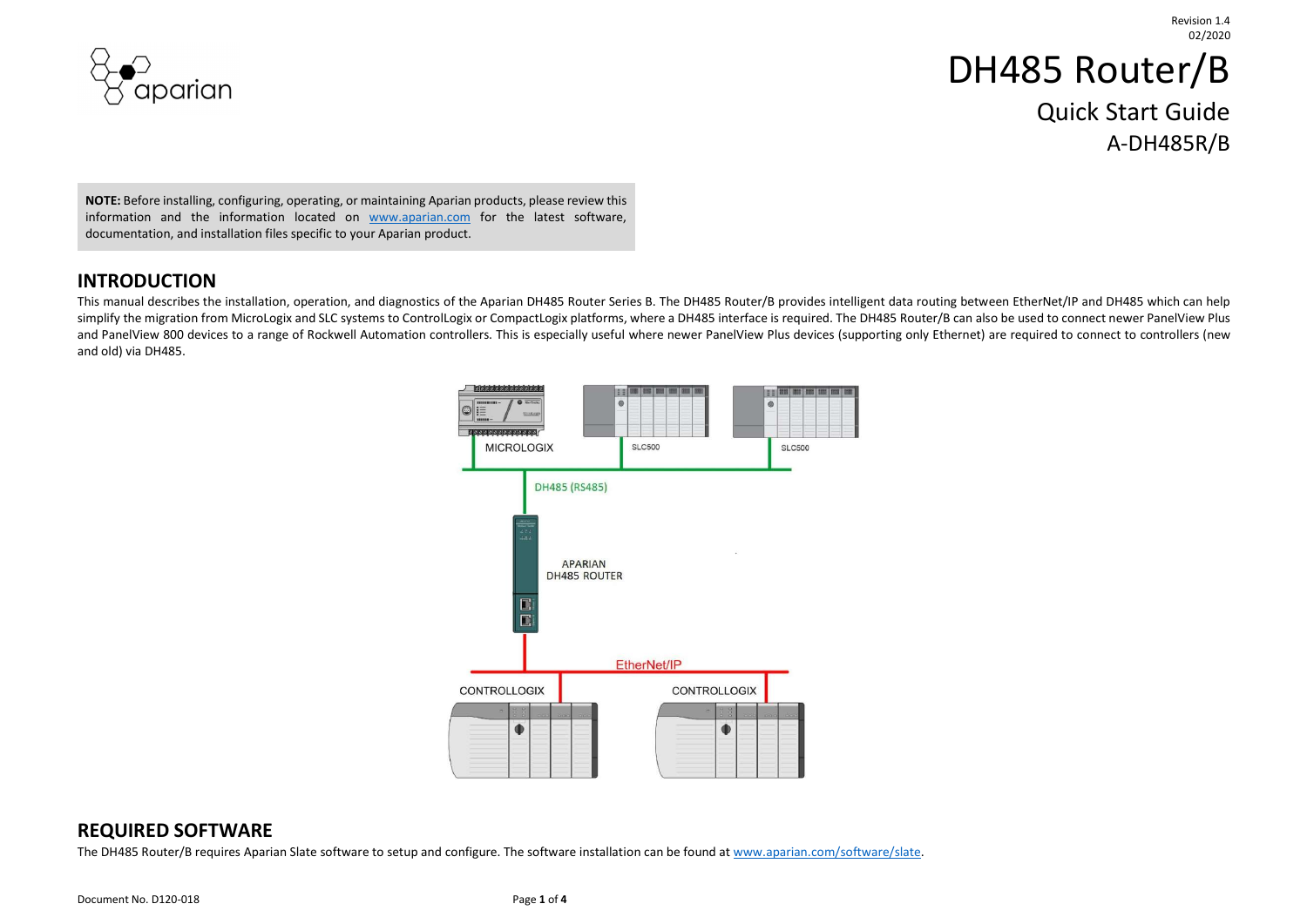Revision 1.4
02/2020

# DH485 Router/B

## Quick Start Guide
## A-DH485R/B

**NOTE:** Before installing, configuring, operating, or maintaining Aparian products, please review this information and the information located on www.aparian.com for the latest software, documentation, and installation files specific to your Aparian product.

## INTRODUCTION

This manual describes the installation, operation, and diagnostics of the Aparian DH485 Router Series B. The DH485 Router/B provides intelligent data routing between EtherNet/IP and DH485 which can help simplify the migration from MicroLogix and SLC systems to ControlLogix or CompactLogix platforms, where a DH485 interface is required. The DH485 Router/B can also be used to connect newer PanelView Plus and PanelView 800 devices to a range of Rockwell Automation controllers. This is especially useful where newer PanelView Plus devices (supporting only Ethernet) are required to connect to controllers (new and old) via DH485.

## REQUIRED SOFTWARE

The DH485 Router/B requires Aparian Slate software to setup and configure. The software installation can be found at www.aparian.com/software/slate.

Document No. D120-018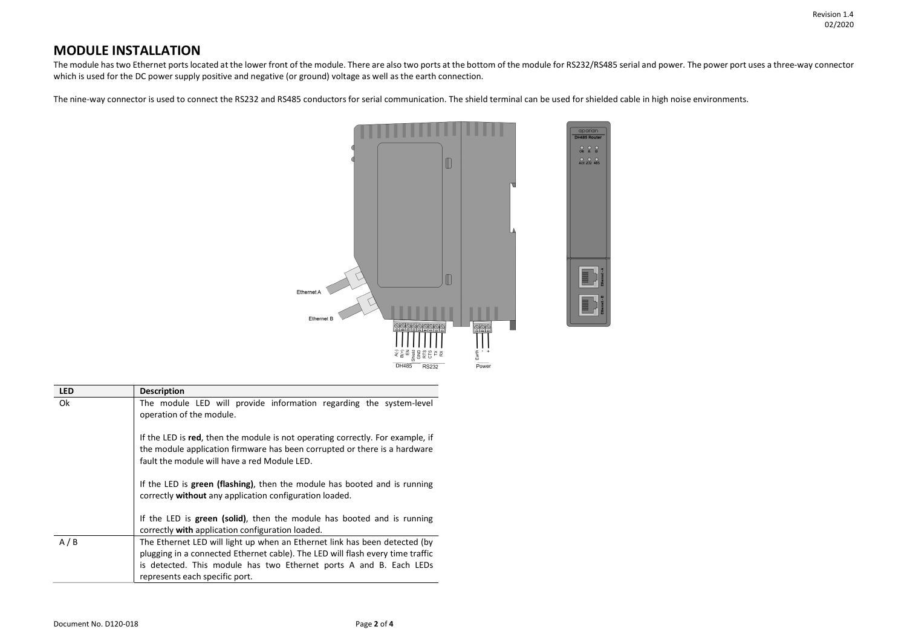# MODULE INSTALLATION

The module has two Ethernet ports located at the lower front of the module. There are also two ports at the bottom of the module for RS232/RS485 serial and power. The power port uses a three-way connector which is used for the DC power supply positive and negative (or ground) voltage as well as the earth connection.

The nine-way connector is used to connect the RS232 and RS485 conductors for serial communication. The shield terminal can be used for shielded cable in high noise environments.

| LED | Description |
|---|---|
| Ok | The module LED will provide information regarding the system-level operation of the module.<br><br>If the LED is **red**, then the module is not operating correctly. For example, if the module application firmware has been corrupted or there is a hardware fault the module will have a red Module LED.<br><br>If the LED is **green (flashing)**, then the module has booted and is running correctly **without** any application configuration loaded.<br><br>If the LED is **green (solid)**, then the module has booted and is running correctly **with** application configuration loaded. |
| A / B | The Ethernet LED will light up when an Ethernet link has been detected (by plugging in a connected Ethernet cable). The LED will flash every time traffic is detected. This module has two Ethernet ports A and B. Each LEDs represents each specific port. |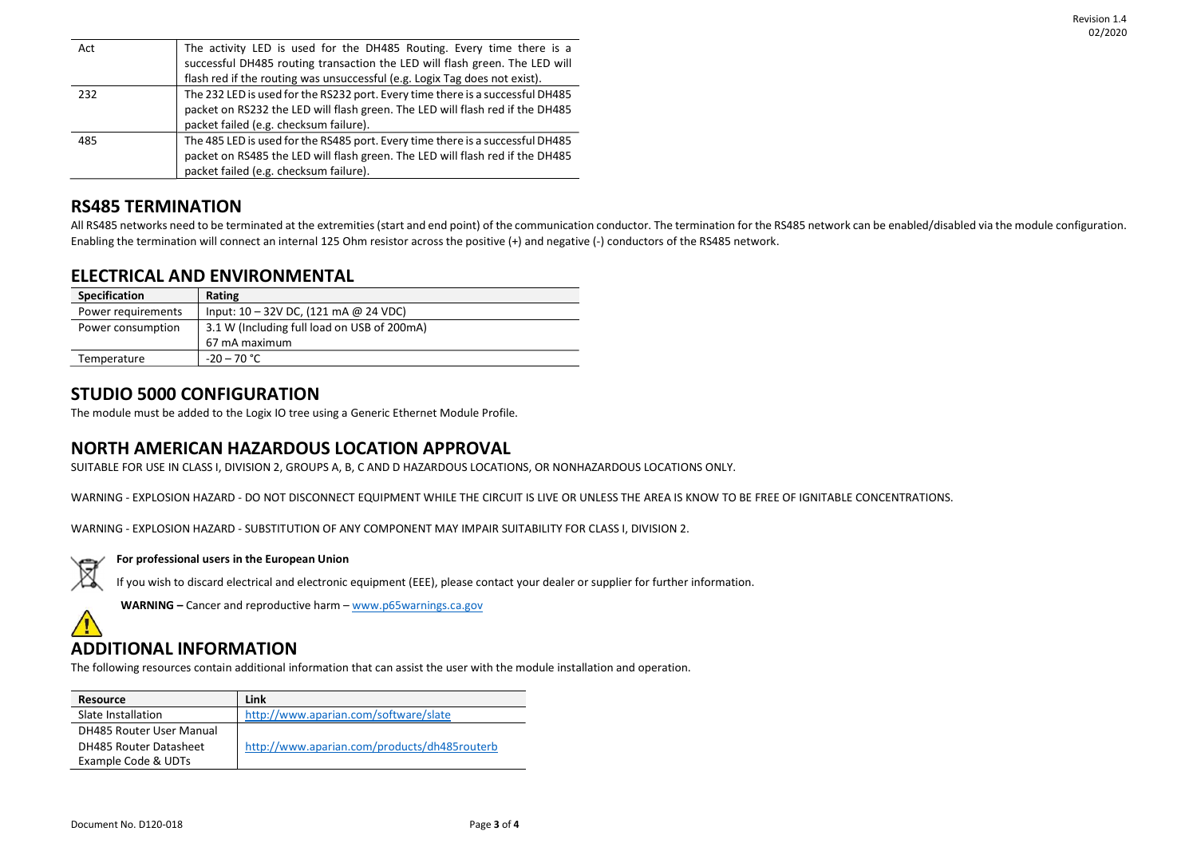| | |
|---|---|
| Act | The activity LED is used for the DH485 Routing. Every time there is a successful DH485 routing transaction the LED will flash green. The LED will flash red if the routing was unsuccessful (e.g. Logix Tag does not exist). |
| 232 | The 232 LED is used for the RS232 port. Every time there is a successful DH485 packet on RS232 the LED will flash green. The LED will flash red if the DH485 packet failed (e.g. checksum failure). |
| 485 | The 485 LED is used for the RS485 port. Every time there is a successful DH485 packet on RS485 the LED will flash green. The LED will flash red if the DH485 packet failed (e.g. checksum failure). |

## RS485 TERMINATION

All RS485 networks need to be terminated at the extremities (start and end point) of the communication conductor. The termination for the RS485 network can be enabled/disabled via the module configuration. Enabling the termination will connect an internal 125 Ohm resistor across the positive (+) and negative (-) conductors of the RS485 network.

## ELECTRICAL AND ENVIRONMENTAL

| Specification | Rating |
|---|---|
| Power requirements | Input: 10 – 32V DC, (121 mA @ 24 VDC) |
| Power consumption | 3.1 W (Including full load on USB of 200mA)<br>67 mA maximum |
| Temperature | -20 – 70 °C |

## STUDIO 5000 CONFIGURATION

The module must be added to the Logix IO tree using a Generic Ethernet Module Profile.

## NORTH AMERICAN HAZARDOUS LOCATION APPROVAL

SUITABLE FOR USE IN CLASS I, DIVISION 2, GROUPS A, B, C AND D HAZARDOUS LOCATIONS, OR NONHAZARDOUS LOCATIONS ONLY.

WARNING - EXPLOSION HAZARD - DO NOT DISCONNECT EQUIPMENT WHILE THE CIRCUIT IS LIVE OR UNLESS THE AREA IS KNOW TO BE FREE OF IGNITABLE CONCENTRATIONS.

WARNING - EXPLOSION HAZARD - SUBSTITUTION OF ANY COMPONENT MAY IMPAIR SUITABILITY FOR CLASS I, DIVISION 2.

**For professional users in the European Union**

If you wish to discard electrical and electronic equipment (EEE), please contact your dealer or supplier for further information.

**WARNING –** Cancer and reproductive harm – www.p65warnings.ca.gov

## ADDITIONAL INFORMATION

The following resources contain additional information that can assist the user with the module installation and operation.

| Resource | Link |
|---|---|
| Slate Installation | http://www.aparian.com/software/slate |
| DH485 Router User Manual<br>DH485 Router Datasheet<br>Example Code & UDTs | http://www.aparian.com/products/dh485routerb |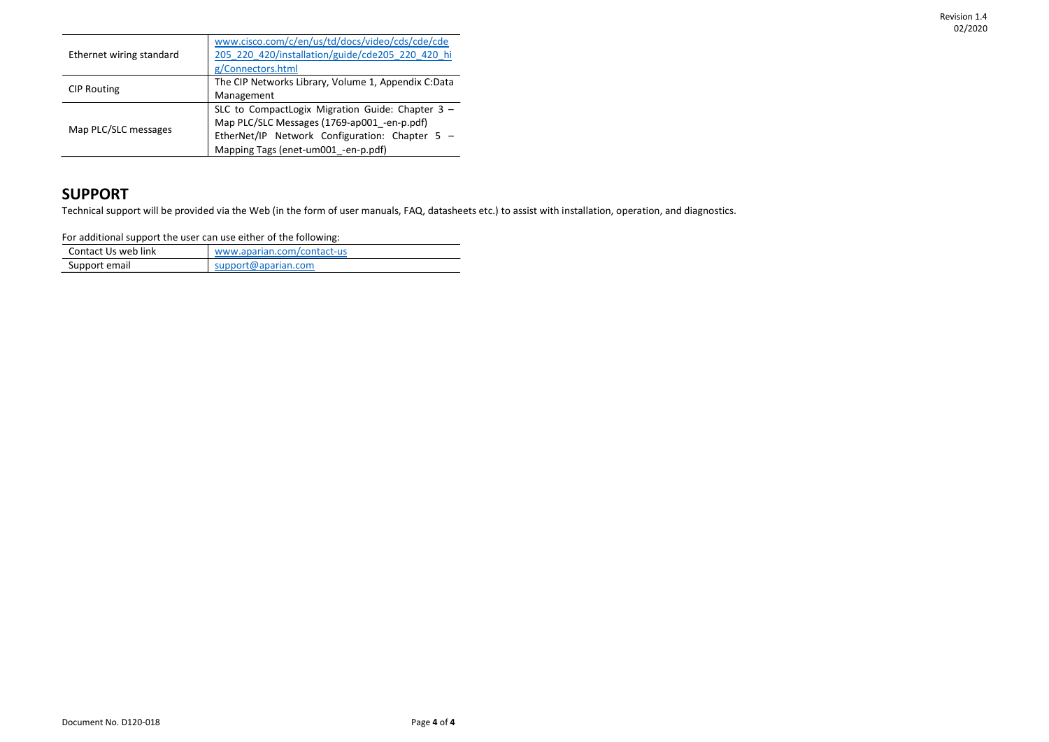| | |
|---|---|
| Ethernet wiring standard | www.cisco.com/c/en/us/td/docs/video/cds/cde/cde205_220_420/installation/guide/cde205_220_420_hig/Connectors.html |
| CIP Routing | The CIP Networks Library, Volume 1, Appendix C:Data Management |
| Map PLC/SLC messages | SLC to CompactLogix Migration Guide: Chapter 3 – Map PLC/SLC Messages (1769-ap001_-en-p.pdf) EtherNet/IP Network Configuration: Chapter 5 – Mapping Tags (enet-um001_-en-p.pdf) |

## SUPPORT

Technical support will be provided via the Web (in the form of user manuals, FAQ, datasheets etc.) to assist with installation, operation, and diagnostics.

For additional support the user can use either of the following:

| | |
|---|---|
| Contact Us web link | www.aparian.com/contact-us |
| Support email | support@aparian.com |